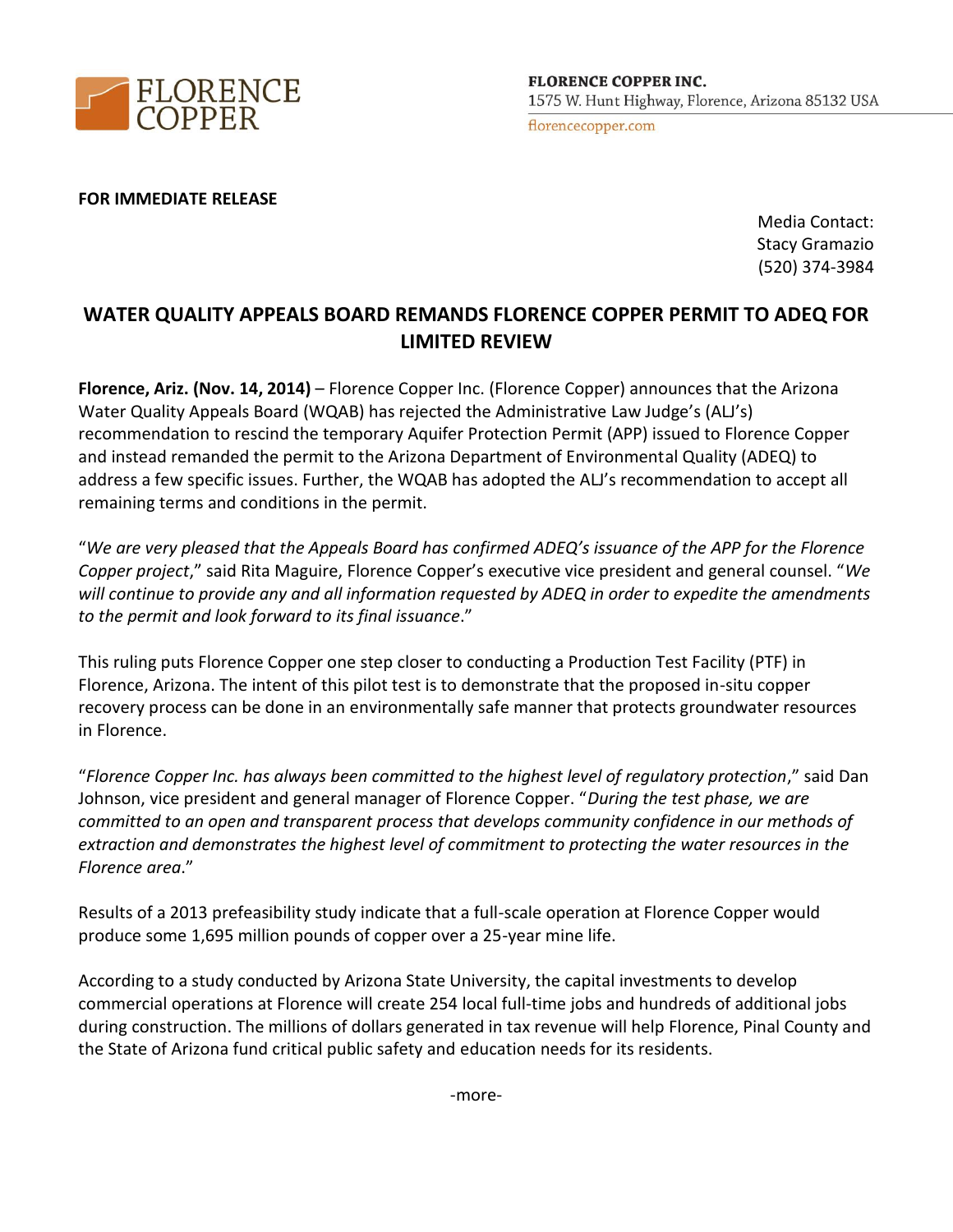FLORENCE COPPER

**FLORENCE COPPER INC.**
1575 W. Hunt Highway, Florence, Arizona 85132 USA
florencecopper.com

**FOR IMMEDIATE RELEASE**

Media Contact:
Stacy Gramazio
(520) 374-3984

# WATER QUALITY APPEALS BOARD REMANDS FLORENCE COPPER PERMIT TO ADEQ FOR LIMITED REVIEW

**Florence, Ariz. (Nov. 14, 2014)** – Florence Copper Inc. (Florence Copper) announces that the Arizona Water Quality Appeals Board (WQAB) has rejected the Administrative Law Judge's (ALJ's) recommendation to rescind the temporary Aquifer Protection Permit (APP) issued to Florence Copper and instead remanded the permit to the Arizona Department of Environmental Quality (ADEQ) to address a few specific issues. Further, the WQAB has adopted the ALJ's recommendation to accept all remaining terms and conditions in the permit.

"*We are very pleased that the Appeals Board has confirmed ADEQ's issuance of the APP for the Florence Copper project*," said Rita Maguire, Florence Copper's executive vice president and general counsel. "*We will continue to provide any and all information requested by ADEQ in order to expedite the amendments to the permit and look forward to its final issuance*."

This ruling puts Florence Copper one step closer to conducting a Production Test Facility (PTF) in Florence, Arizona. The intent of this pilot test is to demonstrate that the proposed in-situ copper recovery process can be done in an environmentally safe manner that protects groundwater resources in Florence.

"*Florence Copper Inc. has always been committed to the highest level of regulatory protection*," said Dan Johnson, vice president and general manager of Florence Copper. "*During the test phase, we are committed to an open and transparent process that develops community confidence in our methods of extraction and demonstrates the highest level of commitment to protecting the water resources in the Florence area*."

Results of a 2013 prefeasibility study indicate that a full-scale operation at Florence Copper would produce some 1,695 million pounds of copper over a 25-year mine life.

According to a study conducted by Arizona State University, the capital investments to develop commercial operations at Florence will create 254 local full-time jobs and hundreds of additional jobs during construction. The millions of dollars generated in tax revenue will help Florence, Pinal County and the State of Arizona fund critical public safety and education needs for its residents.

-more-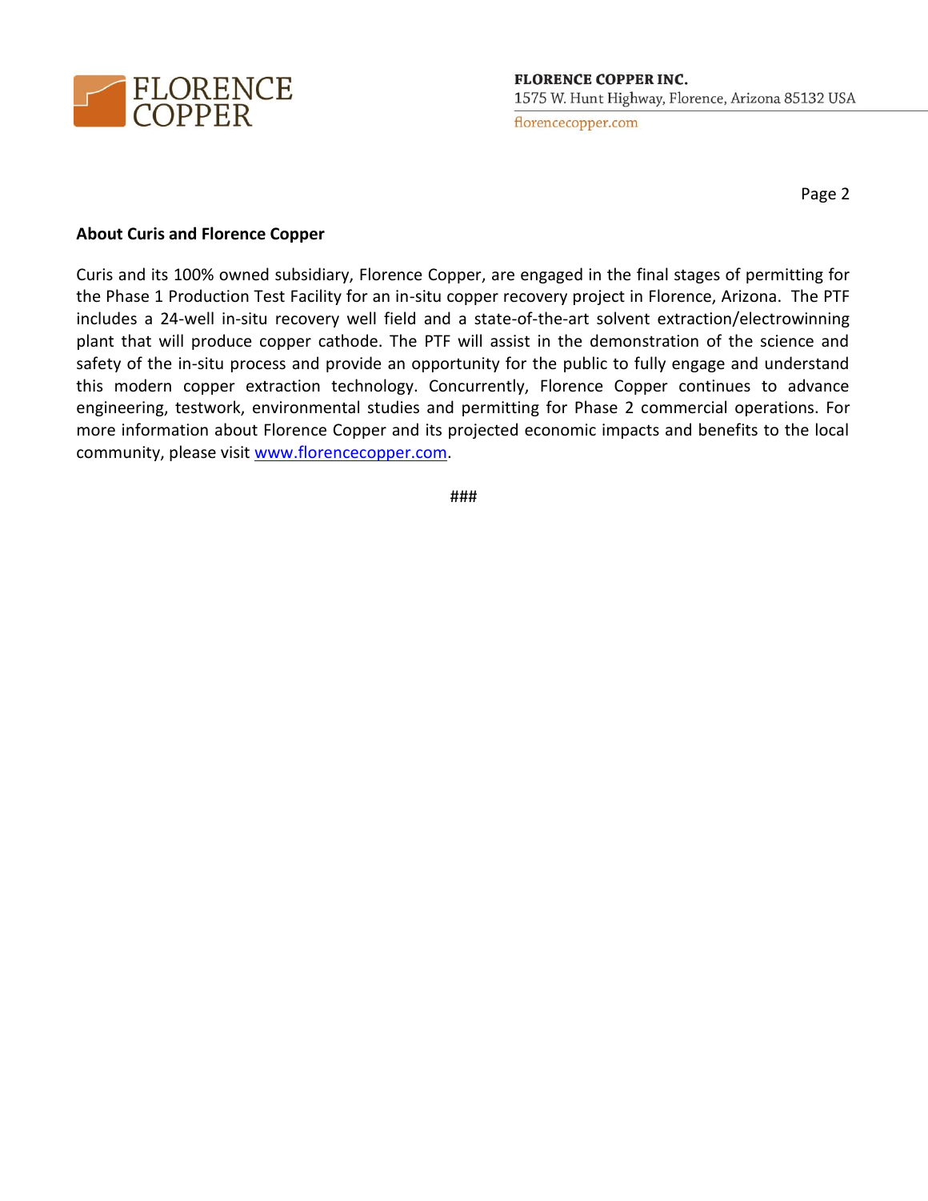**About Curis and Florence Copper**

Curis and its 100% owned subsidiary, Florence Copper, are engaged in the final stages of permitting for the Phase 1 Production Test Facility for an in-situ copper recovery project in Florence, Arizona. The PTF includes a 24-well in-situ recovery well field and a state-of-the-art solvent extraction/electrowinning plant that will produce copper cathode. The PTF will assist in the demonstration of the science and safety of the in-situ process and provide an opportunity for the public to fully engage and understand this modern copper extraction technology. Concurrently, Florence Copper continues to advance engineering, testwork, environmental studies and permitting for Phase 2 commercial operations. For more information about Florence Copper and its projected economic impacts and benefits to the local community, please visit [www.florencecopper.com](http://www.florencecopper.com).

###